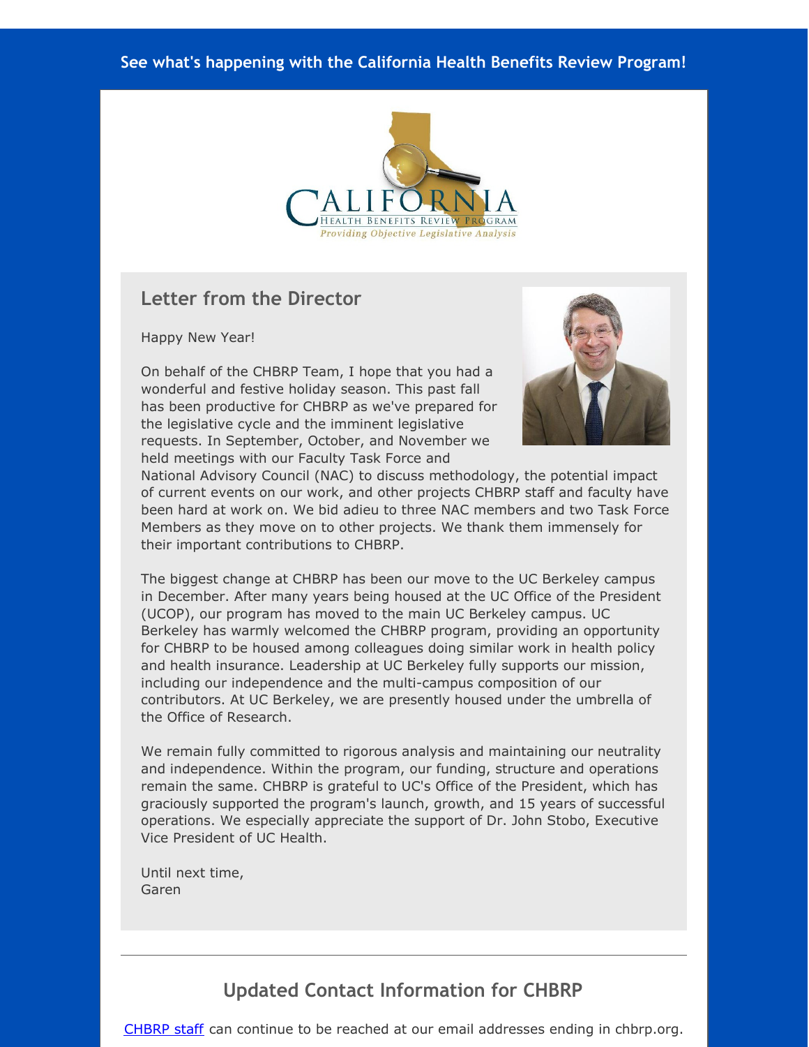See what's happening with the California Health Benefits Review Program!

CALIFORNIA HEALTH BENEFITS REVIEW PROGRAM
*Providing Objective Legislative Analysis*

## Letter from the Director

Happy New Year!

On behalf of the CHBRP Team, I hope that you had a wonderful and festive holiday season. This past fall has been productive for CHBRP as we've prepared for the legislative cycle and the imminent legislative requests. In September, October, and November we held meetings with our Faculty Task Force and National Advisory Council (NAC) to discuss methodology, the potential impact of current events on our work, and other projects CHBRP staff and faculty have been hard at work on. We bid adieu to three NAC members and two Task Force Members as they move on to other projects. We thank them immensely for their important contributions to CHBRP.

The biggest change at CHBRP has been our move to the UC Berkeley campus in December. After many years being housed at the UC Office of the President (UCOP), our program has moved to the main UC Berkeley campus. UC Berkeley has warmly welcomed the CHBRP program, providing an opportunity for CHBRP to be housed among colleagues doing similar work in health policy and health insurance. Leadership at UC Berkeley fully supports our mission, including our independence and the multi-campus composition of our contributors. At UC Berkeley, we are presently housed under the umbrella of the Office of Research.

We remain fully committed to rigorous analysis and maintaining our neutrality and independence. Within the program, our funding, structure and operations remain the same. CHBRP is grateful to UC's Office of the President, which has graciously supported the program's launch, growth, and 15 years of successful operations. We especially appreciate the support of Dr. John Stobo, Executive Vice President of UC Health.

Until next time,
Garen

## Updated Contact Information for CHBRP

[CHBRP staff](#) can continue to be reached at our email addresses ending in chbrp.org.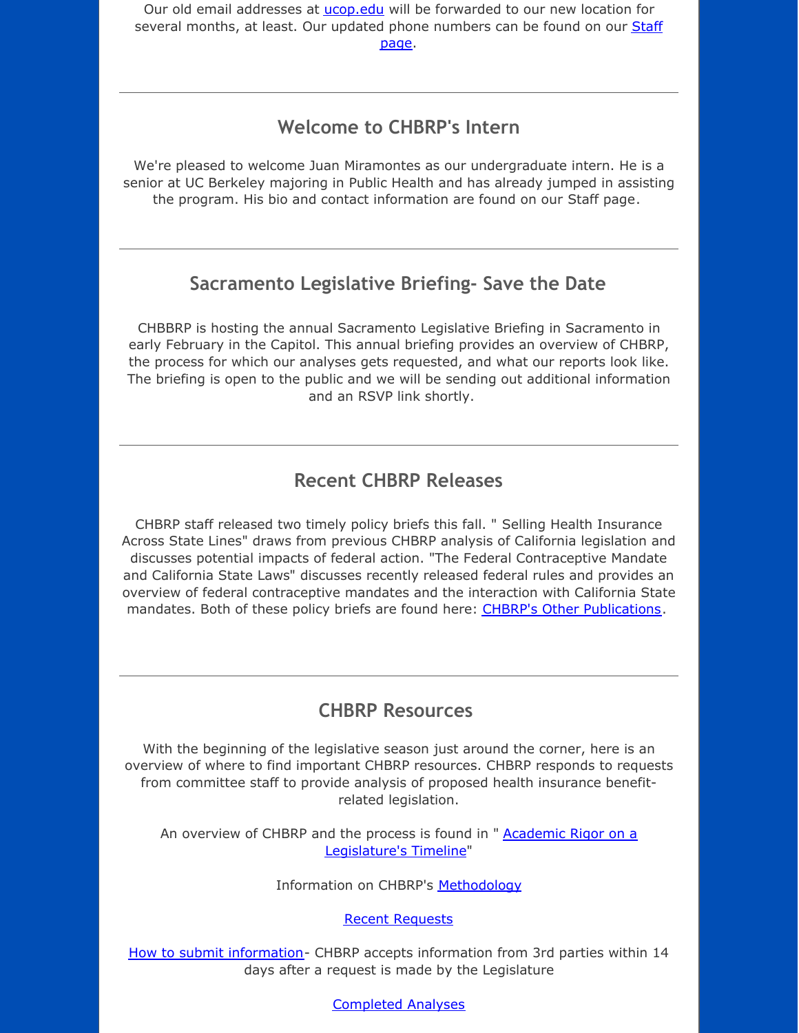Our old email addresses at ucop.edu will be forwarded to our new location for several months, at least. Our updated phone numbers can be found on our Staff page.

---

## Welcome to CHBRP's Intern

We're pleased to welcome Juan Miramontes as our undergraduate intern. He is a senior at UC Berkeley majoring in Public Health and has already jumped in assisting the program. His bio and contact information are found on our Staff page.

---

## Sacramento Legislative Briefing- Save the Date

CHBBRP is hosting the annual Sacramento Legislative Briefing in Sacramento in early February in the Capitol. This annual briefing provides an overview of CHBRP, the process for which our analyses gets requested, and what our reports look like. The briefing is open to the public and we will be sending out additional information and an RSVP link shortly.

---

## Recent CHBRP Releases

CHBRP staff released two timely policy briefs this fall. " Selling Health Insurance Across State Lines" draws from previous CHBRP analysis of California legislation and discusses potential impacts of federal action. "The Federal Contraceptive Mandate and California State Laws" discusses recently released federal rules and provides an overview of federal contraceptive mandates and the interaction with California State mandates. Both of these policy briefs are found here: CHBRP's Other Publications.

---

## CHBRP Resources

With the beginning of the legislative season just around the corner, here is an overview of where to find important CHBRP resources. CHBRP responds to requests from committee staff to provide analysis of proposed health insurance benefit-related legislation.

An overview of CHBRP and the process is found in " Academic Rigor on a Legislature's Timeline"

Information on CHBRP's Methodology

Recent Requests

How to submit information- CHBRP accepts information from 3rd parties within 14 days after a request is made by the Legislature

Completed Analyses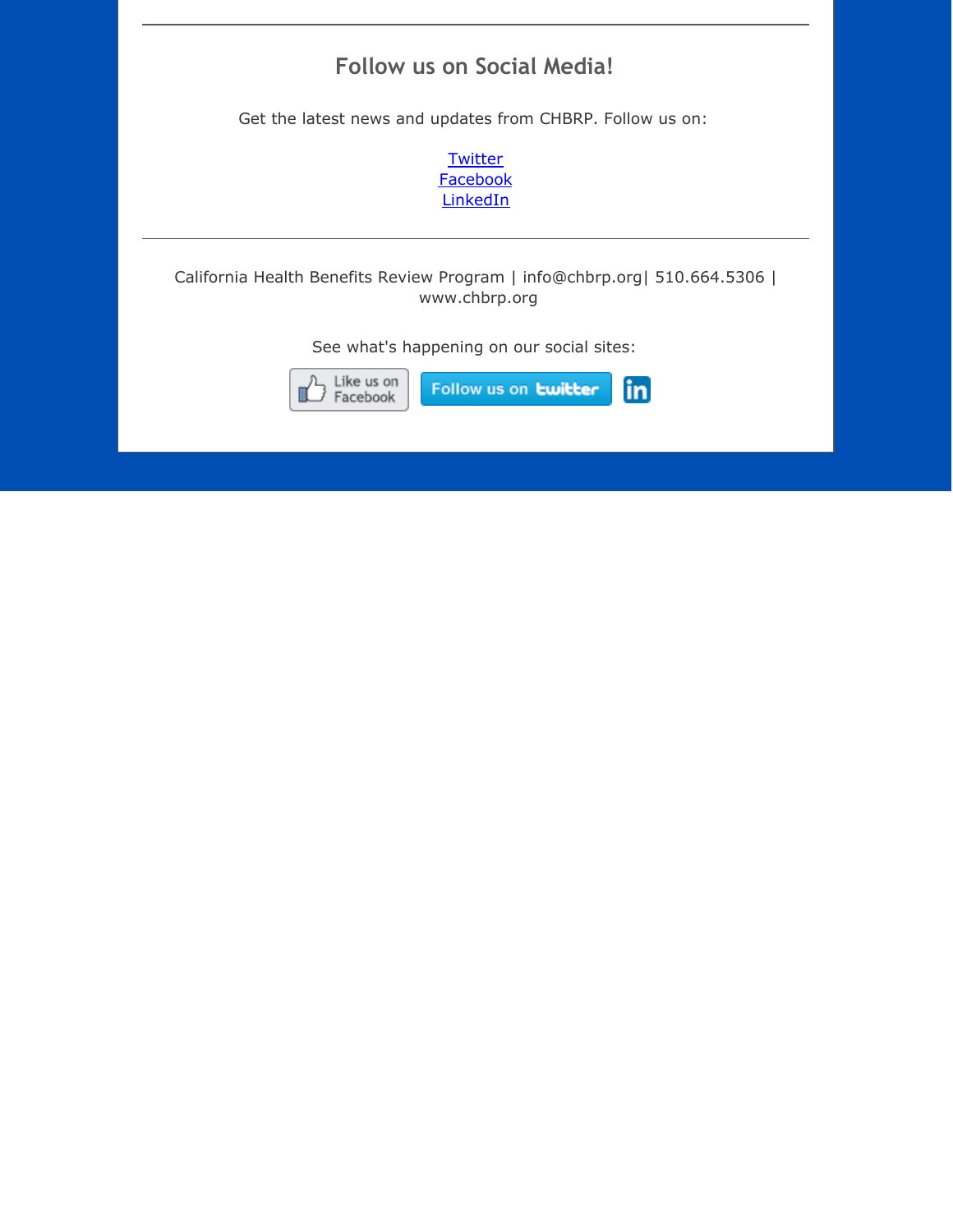---

## Follow us on Social Media!

Get the latest news and updates from CHBRP. Follow us on:

Twitter
Facebook
LinkedIn

---

California Health Benefits Review Program | info@chbrp.org| 510.664.5306 | www.chbrp.org

See what's happening on our social sites:

Like us on Facebook   Follow us on twitter   in